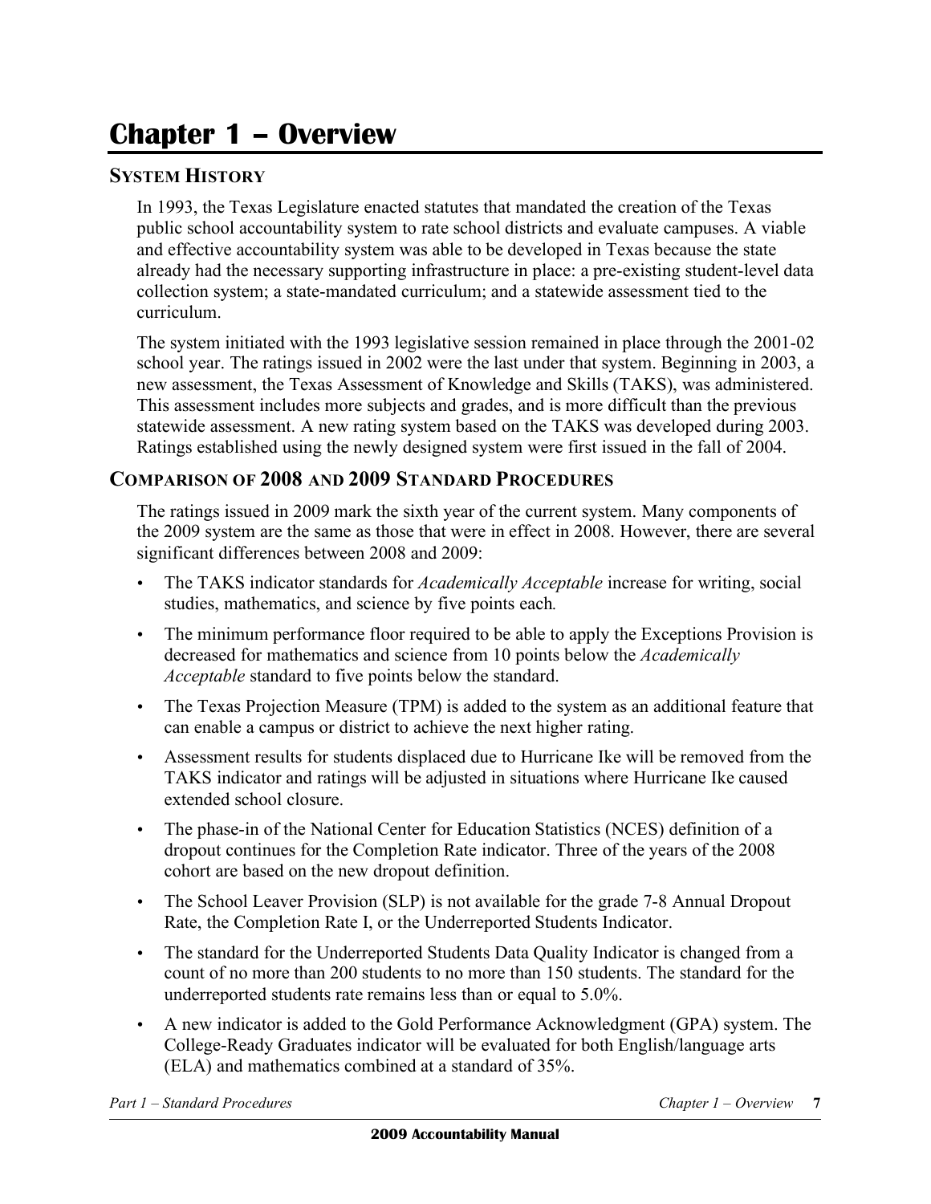# Chapter 1 – Overview

## SYSTEM HISTORY

In 1993, the Texas Legislature enacted statutes that mandated the creation of the Texas public school accountability system to rate school districts and evaluate campuses. A viable and effective accountability system was able to be developed in Texas because the state already had the necessary supporting infrastructure in place: a pre-existing student-level data collection system; a state-mandated curriculum; and a statewide assessment tied to the curriculum.

The system initiated with the 1993 legislative session remained in place through the 2001-02 school year. The ratings issued in 2002 were the last under that system. Beginning in 2003, a new assessment, the Texas Assessment of Knowledge and Skills (TAKS), was administered. This assessment includes more subjects and grades, and is more difficult than the previous statewide assessment. A new rating system based on the TAKS was developed during 2003. Ratings established using the newly designed system were first issued in the fall of 2004.

## COMPARISON OF 2008 AND 2009 STANDARD PROCEDURES

The ratings issued in 2009 mark the sixth year of the current system. Many components of the 2009 system are the same as those that were in effect in 2008. However, there are several significant differences between 2008 and 2009:

- The TAKS indicator standards for *Academically Acceptable* increase for writing, social studies, mathematics, and science by five points each.
- The minimum performance floor required to be able to apply the Exceptions Provision is decreased for mathematics and science from 10 points below the *Academically Acceptable* standard to five points below the standard.
- The Texas Projection Measure (TPM) is added to the system as an additional feature that can enable a campus or district to achieve the next higher rating.
- Assessment results for students displaced due to Hurricane Ike will be removed from the TAKS indicator and ratings will be adjusted in situations where Hurricane Ike caused extended school closure.
- The phase-in of the National Center for Education Statistics (NCES) definition of a dropout continues for the Completion Rate indicator. Three of the years of the 2008 cohort are based on the new dropout definition.
- The School Leaver Provision (SLP) is not available for the grade 7-8 Annual Dropout Rate, the Completion Rate I, or the Underreported Students Indicator.
- The standard for the Underreported Students Data Quality Indicator is changed from a count of no more than 200 students to no more than 150 students. The standard for the underreported students rate remains less than or equal to 5.0%.
- A new indicator is added to the Gold Performance Acknowledgment (GPA) system. The College-Ready Graduates indicator will be evaluated for both English/language arts (ELA) and mathematics combined at a standard of 35%.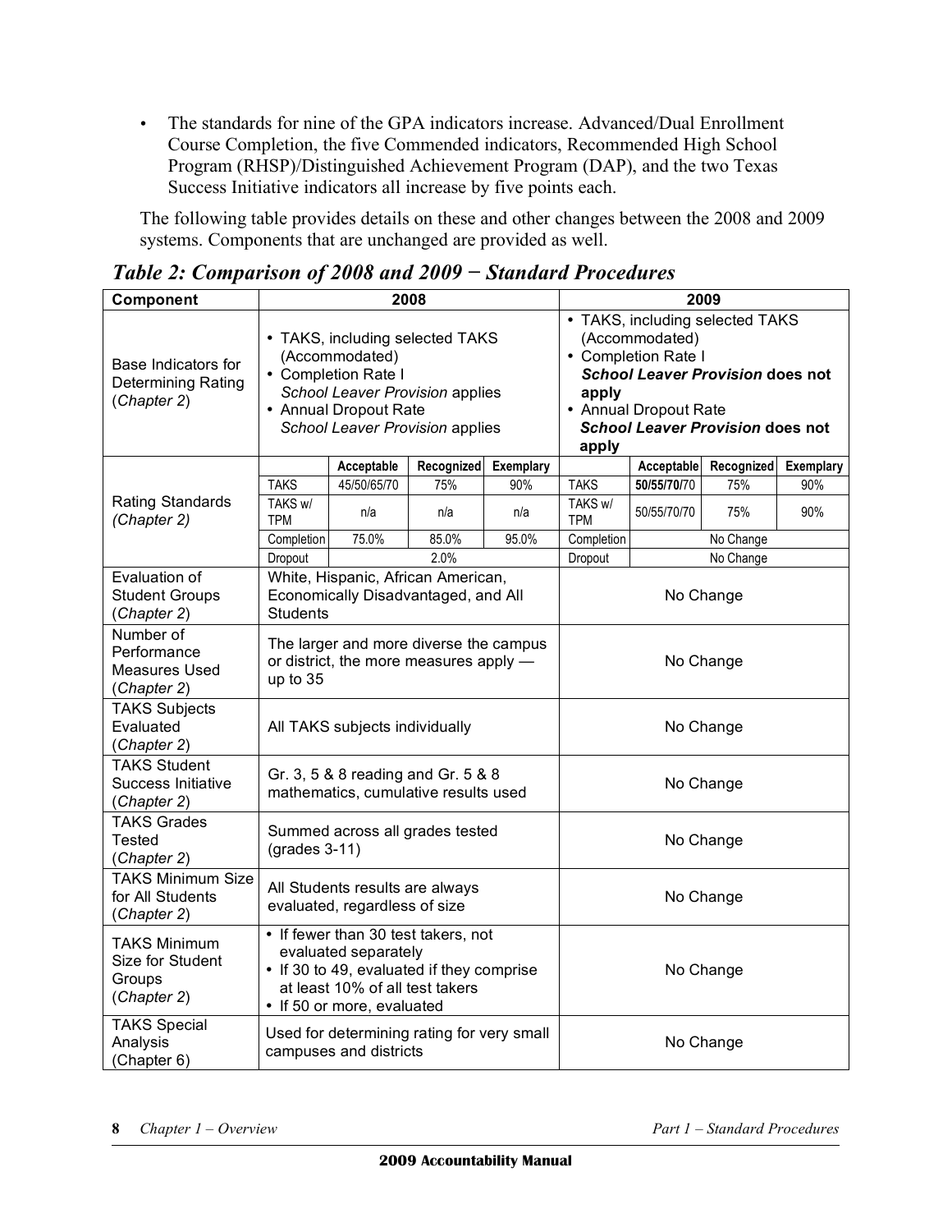- The standards for nine of the GPA indicators increase. Advanced/Dual Enrollment Course Completion, the five Commended indicators, Recommended High School Program (RHSP)/Distinguished Achievement Program (DAP), and the two Texas Success Initiative indicators all increase by five points each.

The following table provides details on these and other changes between the 2008 and 2009 systems. Components that are unchanged are provided as well.

## *Table 2: Comparison of 2008 and 2009 − Standard Procedures*

| Component | 2008 | | | | 2009 | | | |
|---|---|---|---|---|---|---|---|---|
| Base Indicators for Determining Rating (*Chapter 2*) | • TAKS, including selected TAKS (Accommodated)<br>• Completion Rate I<br>*School Leaver Provision* applies<br>• Annual Dropout Rate<br>*School Leaver Provision* applies | | | | • TAKS, including selected TAKS (Accommodated)<br>• Completion Rate I<br>***School Leaver Provision* does not apply**<br>• Annual Dropout Rate<br>***School Leaver Provision* does not apply** | | | |
| Rating Standards (*Chapter 2*) | | Acceptable | Recognized | Exemplary | | Acceptable | Recognized | Exemplary |
| | TAKS | 45/50/65/70 | 75% | 90% | TAKS | **50/55/70**/70 | 75% | 90% |
| | TAKS w/ TPM | n/a | n/a | n/a | TAKS w/ TPM | 50/55/70/70 | 75% | 90% |
| | Completion | 75.0% | 85.0% | 95.0% | Completion | No Change | | |
| | Dropout | 2.0% | | | Dropout | No Change | | |
| Evaluation of Student Groups (*Chapter 2*) | White, Hispanic, African American, Economically Disadvantaged, and All Students | | | | No Change | | | |
| Number of Performance Measures Used (*Chapter 2*) | The larger and more diverse the campus or district, the more measures apply — up to 35 | | | | No Change | | | |
| TAKS Subjects Evaluated (*Chapter 2*) | All TAKS subjects individually | | | | No Change | | | |
| TAKS Student Success Initiative (*Chapter 2*) | Gr. 3, 5 & 8 reading and Gr. 5 & 8 mathematics, cumulative results used | | | | No Change | | | |
| TAKS Grades Tested (*Chapter 2*) | Summed across all grades tested (grades 3-11) | | | | No Change | | | |
| TAKS Minimum Size for All Students (*Chapter 2*) | All Students results are always evaluated, regardless of size | | | | No Change | | | |
| TAKS Minimum Size for Student Groups (*Chapter 2*) | • If fewer than 30 test takers, not evaluated separately<br>• If 30 to 49, evaluated if they comprise at least 10% of all test takers<br>• If 50 or more, evaluated | | | | No Change | | | |
| TAKS Special Analysis (Chapter 6) | Used for determining rating for very small campuses and districts | | | | No Change | | | |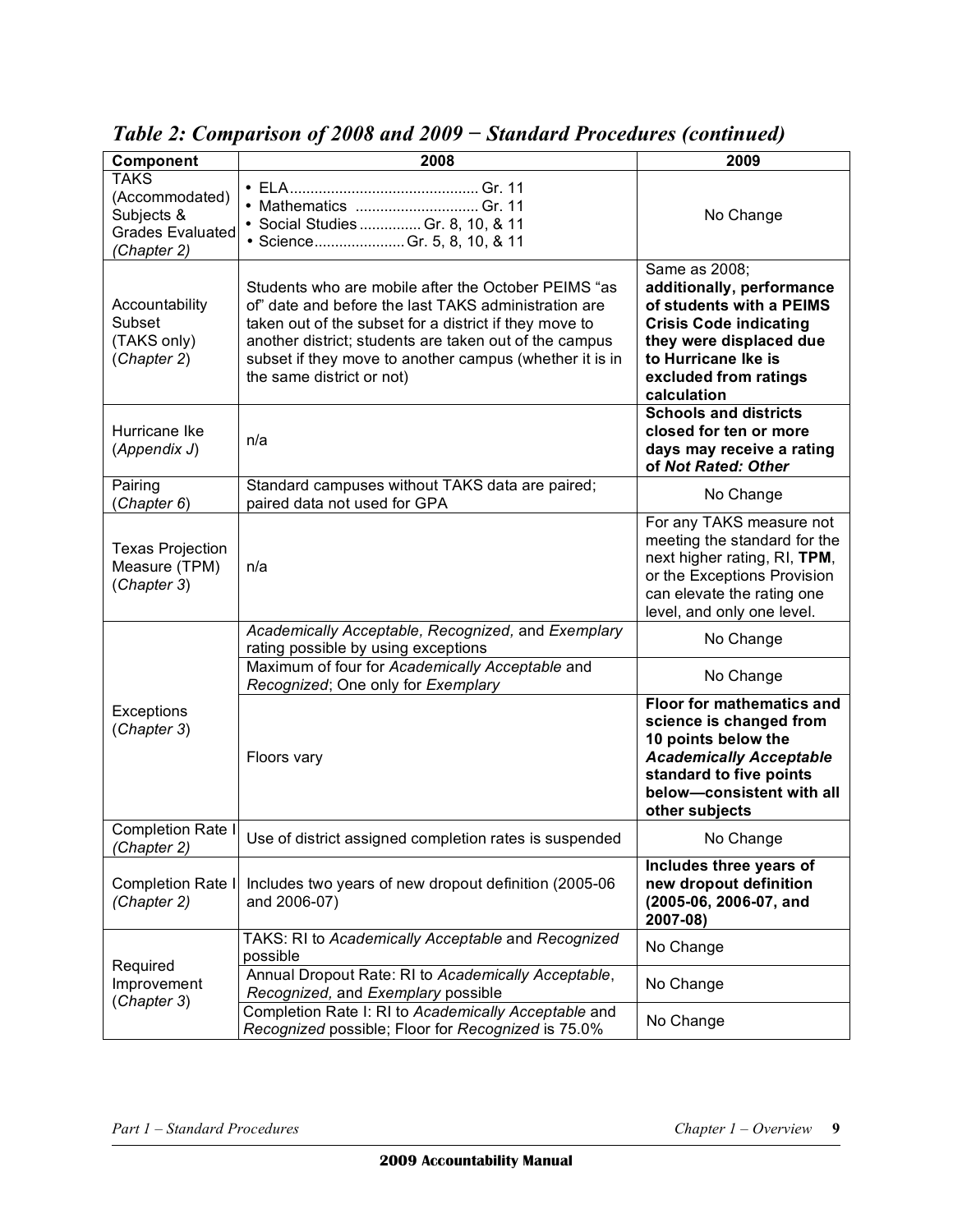# *Table 2: Comparison of 2008 and 2009 − Standard Procedures (continued)*

| Component | 2008 | 2009 |
|---|---|---|
| TAKS (Accommodated) Subjects & Grades Evaluated *(Chapter 2)* | • ELA............................................. Gr. 11<br>• Mathematics ............................. Gr. 11<br>• Social Studies ............... Gr. 8, 10, & 11<br>• Science...................... Gr. 5, 8, 10, & 11 | No Change |
| Accountability Subset (TAKS only) (*Chapter 2*) | Students who are mobile after the October PEIMS "as of" date and before the last TAKS administration are taken out of the subset for a district if they move to another district; students are taken out of the campus subset if they move to another campus (whether it is in the same district or not) | Same as 2008; **additionally, performance of students with a PEIMS Crisis Code indicating they were displaced due to Hurricane Ike is excluded from ratings calculation** |
| Hurricane Ike (*Appendix J*) | n/a | **Schools and districts closed for ten or more days may receive a rating of *Not Rated: Other*** |
| Pairing (*Chapter 6*) | Standard campuses without TAKS data are paired; paired data not used for GPA | No Change |
| Texas Projection Measure (TPM) (*Chapter 3*) | n/a | For any TAKS measure not meeting the standard for the next higher rating, RI, **TPM**, or the Exceptions Provision can elevate the rating one level, and only one level. |
| Exceptions (*Chapter 3*) | *Academically Acceptable, Recognized,* and *Exemplary* rating possible by using exceptions | No Change |
| | Maximum of four for *Academically Acceptable* and *Recognized*; One only for *Exemplary* | No Change |
| | Floors vary | **Floor for mathematics and science is changed from 10 points below the *Academically Acceptable* standard to five points below—consistent with all other subjects** |
| Completion Rate I *(Chapter 2)* | Use of district assigned completion rates is suspended | No Change |
| Completion Rate I *(Chapter 2)* | Includes two years of new dropout definition (2005-06 and 2006-07) | **Includes three years of new dropout definition (2005-06, 2006-07, and 2007-08)** |
| Required Improvement (*Chapter 3*) | TAKS: RI to *Academically Acceptable* and *Recognized* possible | No Change |
| | Annual Dropout Rate: RI to *Academically Acceptable*, *Recognized,* and *Exemplary* possible | No Change |
| | Completion Rate I: RI to *Academically Acceptable* and *Recognized* possible; Floor for *Recognized* is 75.0% | No Change |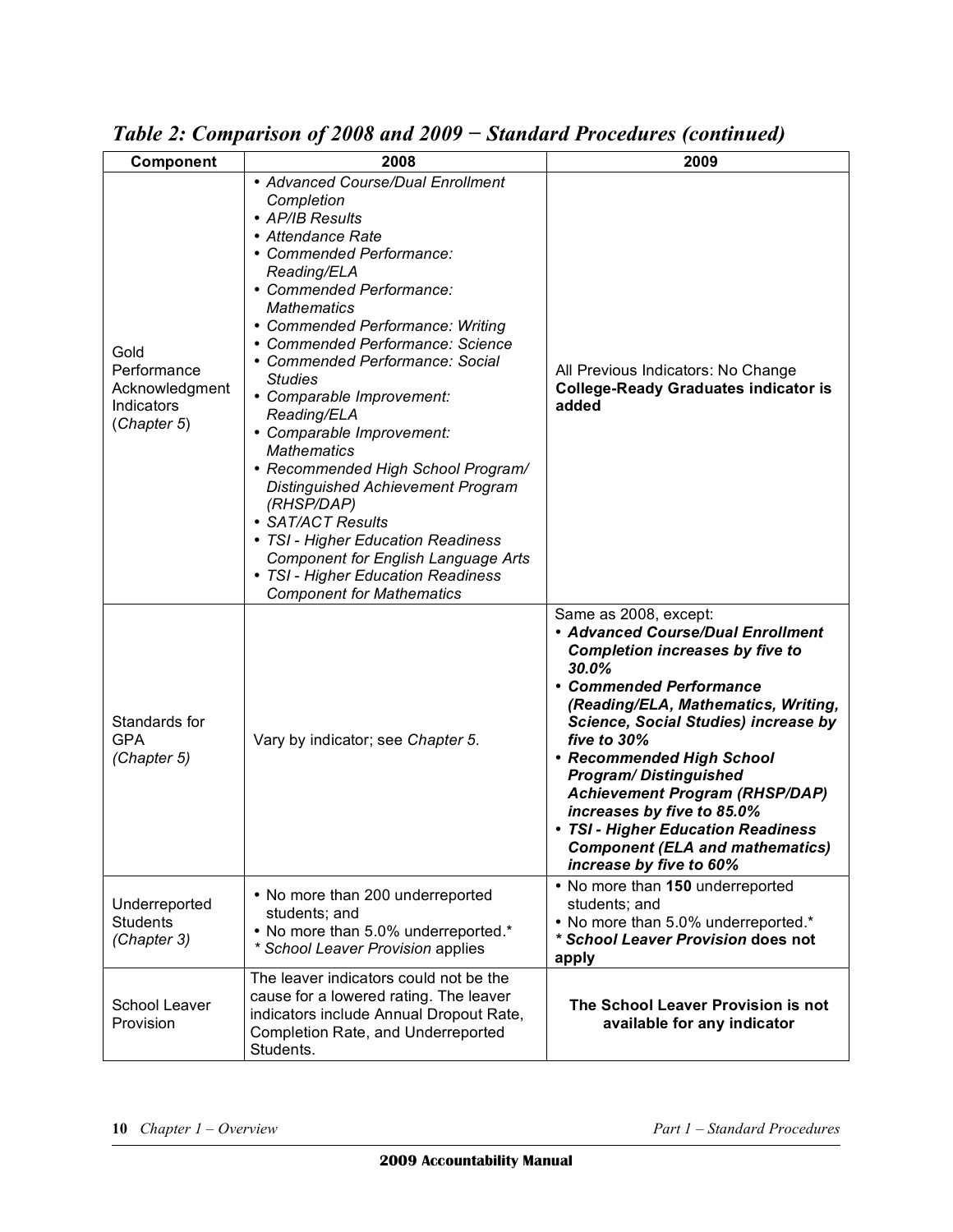## *Table 2: Comparison of 2008 and 2009 − Standard Procedures (continued)*

| Component | 2008 | 2009 |
|---|---|---|
| Gold Performance Acknowledgment Indicators (*Chapter 5*) | • *Advanced Course/Dual Enrollment Completion*<br>• *AP/IB Results*<br>• *Attendance Rate*<br>• *Commended Performance: Reading/ELA*<br>• *Commended Performance: Mathematics*<br>• *Commended Performance: Writing*<br>• *Commended Performance: Science*<br>• *Commended Performance: Social Studies*<br>• *Comparable Improvement: Reading/ELA*<br>• *Comparable Improvement: Mathematics*<br>• *Recommended High School Program/ Distinguished Achievement Program (RHSP/DAP)*<br>• *SAT/ACT Results*<br>• *TSI - Higher Education Readiness Component for English Language Arts*<br>• *TSI - Higher Education Readiness Component for Mathematics* | All Previous Indicators: No Change<br>**College-Ready Graduates indicator is added** |
| Standards for GPA (*Chapter 5*) | Vary by indicator; see *Chapter 5.* | Same as 2008, except:<br>• ***Advanced Course/Dual Enrollment Completion increases by five to 30.0%***<br>• ***Commended Performance (Reading/ELA, Mathematics, Writing, Science, Social Studies) increase by five to 30%***<br>• ***Recommended High School Program/ Distinguished Achievement Program (RHSP/DAP) increases by five to 85.0%***<br>• ***TSI - Higher Education Readiness Component (ELA and mathematics) increase by five to 60%*** |
| Underreported Students (*Chapter 3*) | • No more than 200 underreported students; and<br>• No more than 5.0% underreported.*<br>* *School Leaver Provision* applies | • No more than **150** underreported students; and<br>• No more than 5.0% underreported.*<br>***\* School Leaver Provision* does not apply** |
| School Leaver Provision | The leaver indicators could not be the cause for a lowered rating. The leaver indicators include Annual Dropout Rate, Completion Rate, and Underreported Students. | **The School Leaver Provision is not available for any indicator** |